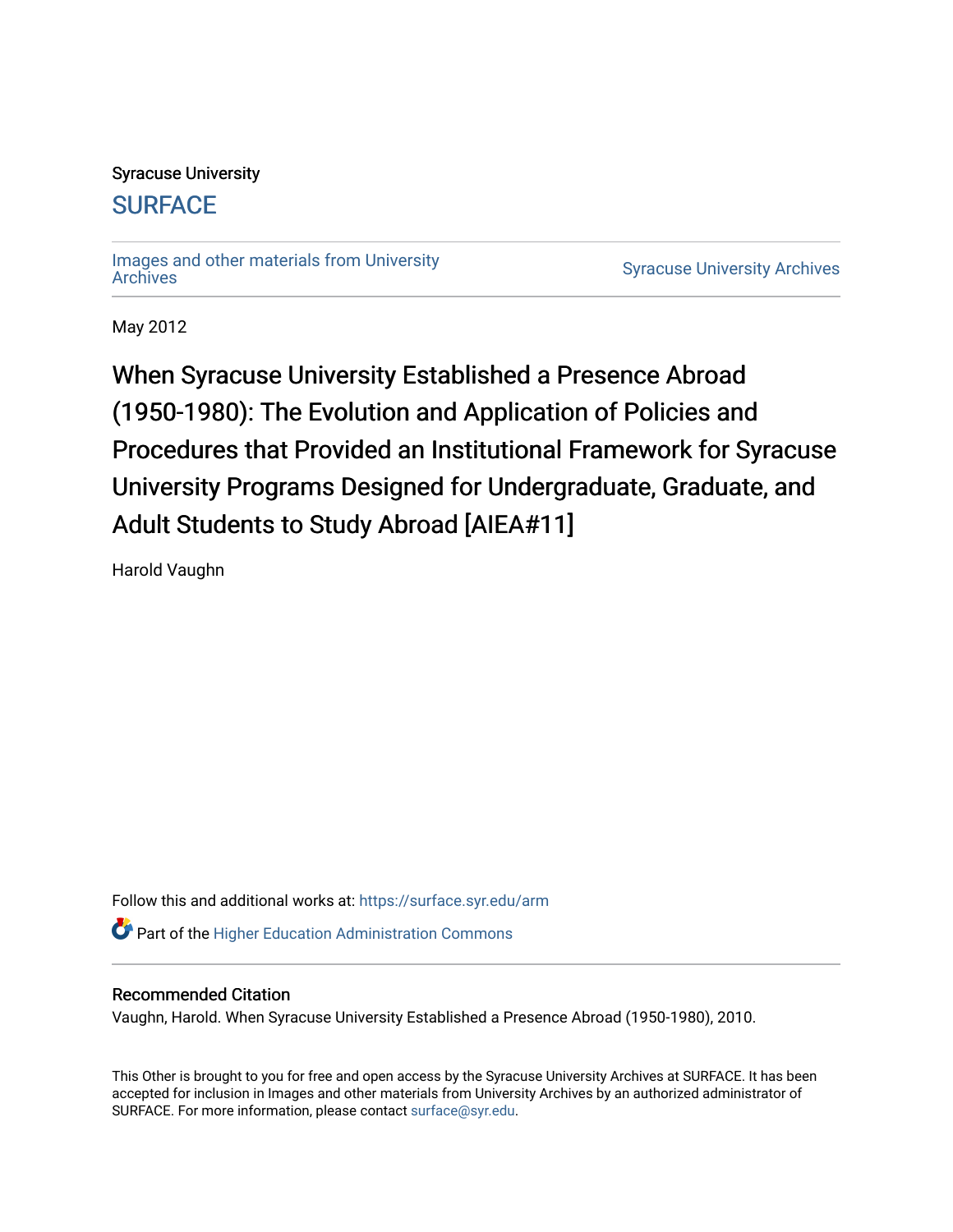Syracuse University

**SURFACE**

Images and other materials from University Archives

Syracuse University Archives

May 2012

# When Syracuse University Established a Presence Abroad (1950-1980): The Evolution and Application of Policies and Procedures that Provided an Institutional Framework for Syracuse University Programs Designed for Undergraduate, Graduate, and Adult Students to Study Abroad [AIEA#11]

Harold Vaughn

Follow this and additional works at: https://surface.syr.edu/arm

Part of the Higher Education Administration Commons

## Recommended Citation

Vaughn, Harold. When Syracuse University Established a Presence Abroad (1950-1980), 2010.

This Other is brought to you for free and open access by the Syracuse University Archives at SURFACE. It has been accepted for inclusion in Images and other materials from University Archives by an authorized administrator of SURFACE. For more information, please contact surface@syr.edu.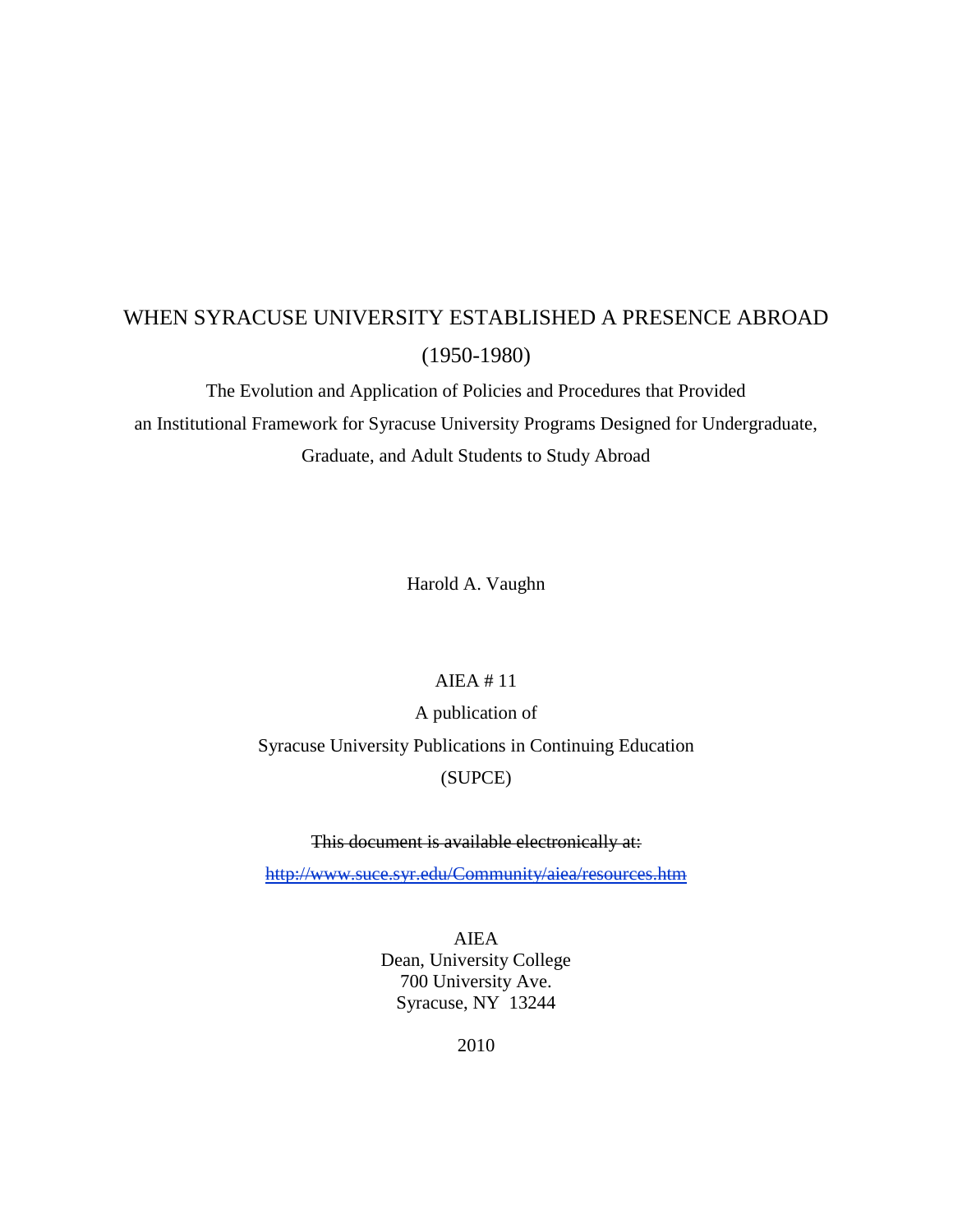# WHEN SYRACUSE UNIVERSITY ESTABLISHED A PRESENCE ABROAD (1950-1980)

The Evolution and Application of Policies and Procedures that Provided an Institutional Framework for Syracuse University Programs Designed for Undergraduate, Graduate, and Adult Students to Study Abroad

Harold A. Vaughn

AIEA # 11

A publication of

Syracuse University Publications in Continuing Education

(SUPCE)

~~This document is available electronically at:~~

~~http://www.suce.syr.edu/Community/aiea/resources.htm~~

AIEA
Dean, University College
700 University Ave.
Syracuse, NY 13244

2010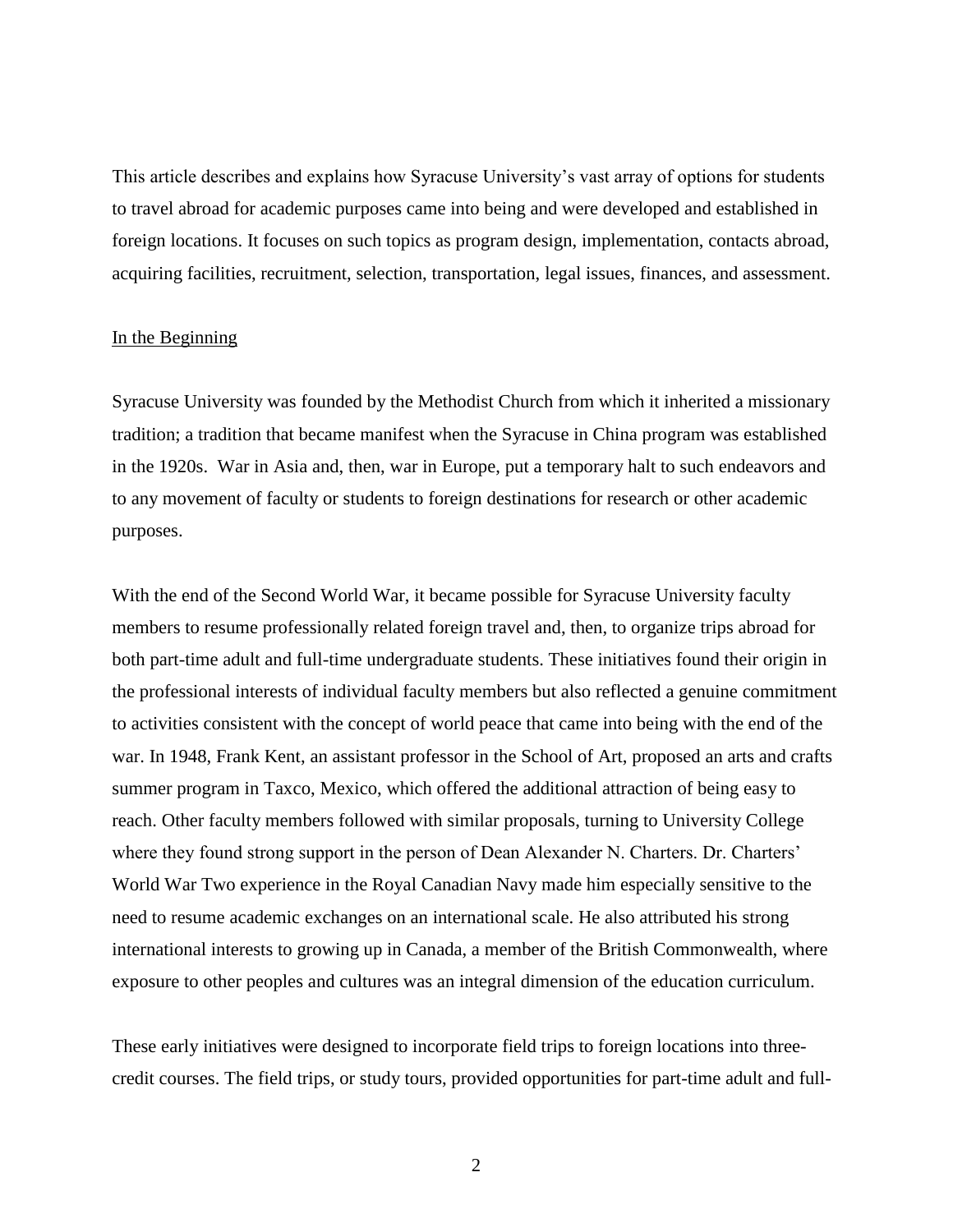This article describes and explains how Syracuse University's vast array of options for students to travel abroad for academic purposes came into being and were developed and established in foreign locations. It focuses on such topics as program design, implementation, contacts abroad, acquiring facilities, recruitment, selection, transportation, legal issues, finances, and assessment.

## In the Beginning

Syracuse University was founded by the Methodist Church from which it inherited a missionary tradition; a tradition that became manifest when the Syracuse in China program was established in the 1920s. War in Asia and, then, war in Europe, put a temporary halt to such endeavors and to any movement of faculty or students to foreign destinations for research or other academic purposes.

With the end of the Second World War, it became possible for Syracuse University faculty members to resume professionally related foreign travel and, then, to organize trips abroad for both part-time adult and full-time undergraduate students. These initiatives found their origin in the professional interests of individual faculty members but also reflected a genuine commitment to activities consistent with the concept of world peace that came into being with the end of the war. In 1948, Frank Kent, an assistant professor in the School of Art, proposed an arts and crafts summer program in Taxco, Mexico, which offered the additional attraction of being easy to reach. Other faculty members followed with similar proposals, turning to University College where they found strong support in the person of Dean Alexander N. Charters. Dr. Charters' World War Two experience in the Royal Canadian Navy made him especially sensitive to the need to resume academic exchanges on an international scale. He also attributed his strong international interests to growing up in Canada, a member of the British Commonwealth, where exposure to other peoples and cultures was an integral dimension of the education curriculum.

These early initiatives were designed to incorporate field trips to foreign locations into three-credit courses. The field trips, or study tours, provided opportunities for part-time adult and full-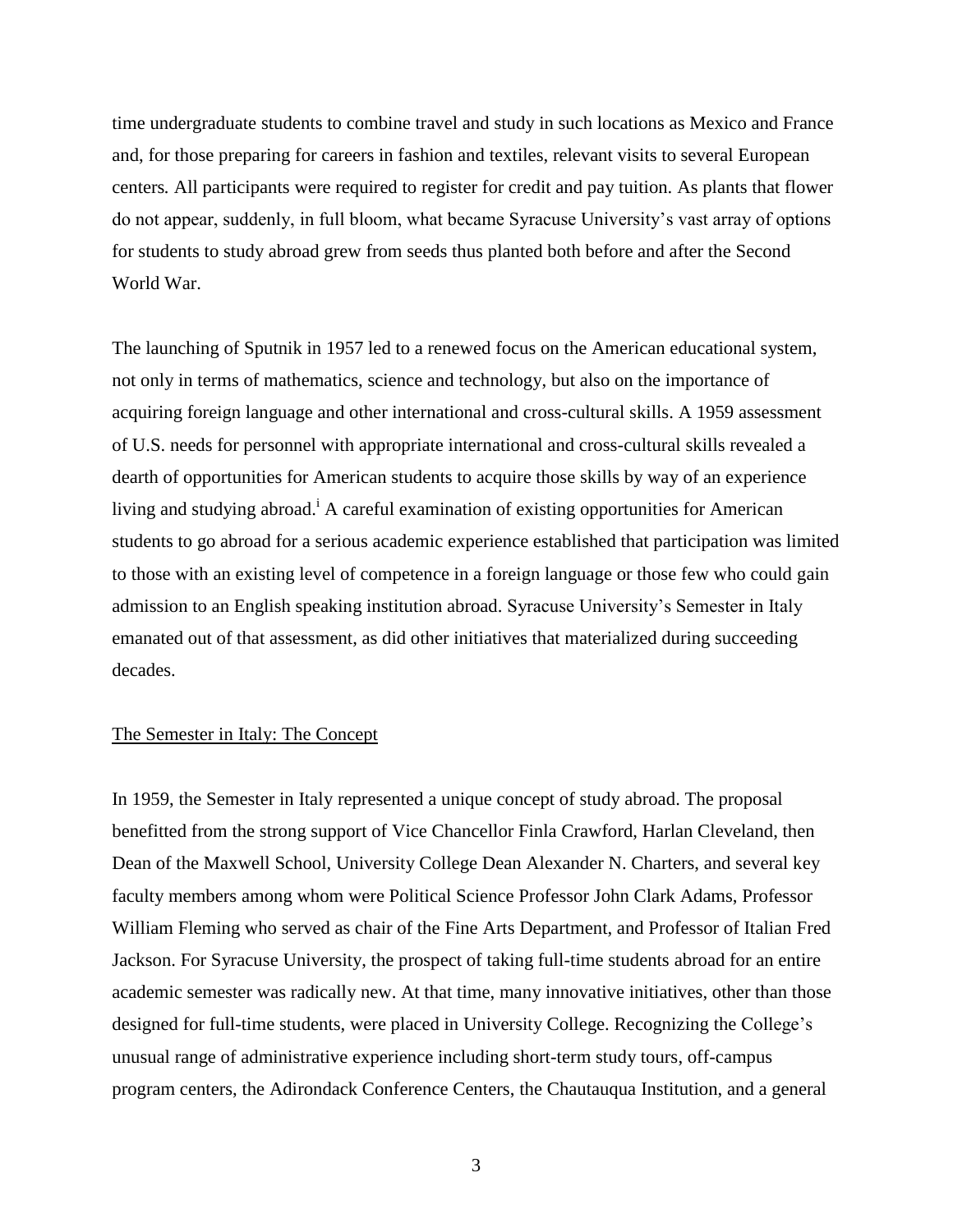time undergraduate students to combine travel and study in such locations as Mexico and France and, for those preparing for careers in fashion and textiles, relevant visits to several European centers. All participants were required to register for credit and pay tuition. As plants that flower do not appear, suddenly, in full bloom, what became Syracuse University's vast array of options for students to study abroad grew from seeds thus planted both before and after the Second World War.

The launching of Sputnik in 1957 led to a renewed focus on the American educational system, not only in terms of mathematics, science and technology, but also on the importance of acquiring foreign language and other international and cross-cultural skills. A 1959 assessment of U.S. needs for personnel with appropriate international and cross-cultural skills revealed a dearth of opportunities for American students to acquire those skills by way of an experience living and studying abroad.[i] A careful examination of existing opportunities for American students to go abroad for a serious academic experience established that participation was limited to those with an existing level of competence in a foreign language or those few who could gain admission to an English speaking institution abroad. Syracuse University's Semester in Italy emanated out of that assessment, as did other initiatives that materialized during succeeding decades.

## The Semester in Italy: The Concept

In 1959, the Semester in Italy represented a unique concept of study abroad. The proposal benefitted from the strong support of Vice Chancellor Finla Crawford, Harlan Cleveland, then Dean of the Maxwell School, University College Dean Alexander N. Charters, and several key faculty members among whom were Political Science Professor John Clark Adams, Professor William Fleming who served as chair of the Fine Arts Department, and Professor of Italian Fred Jackson. For Syracuse University, the prospect of taking full-time students abroad for an entire academic semester was radically new. At that time, many innovative initiatives, other than those designed for full-time students, were placed in University College. Recognizing the College's unusual range of administrative experience including short-term study tours, off-campus program centers, the Adirondack Conference Centers, the Chautauqua Institution, and a general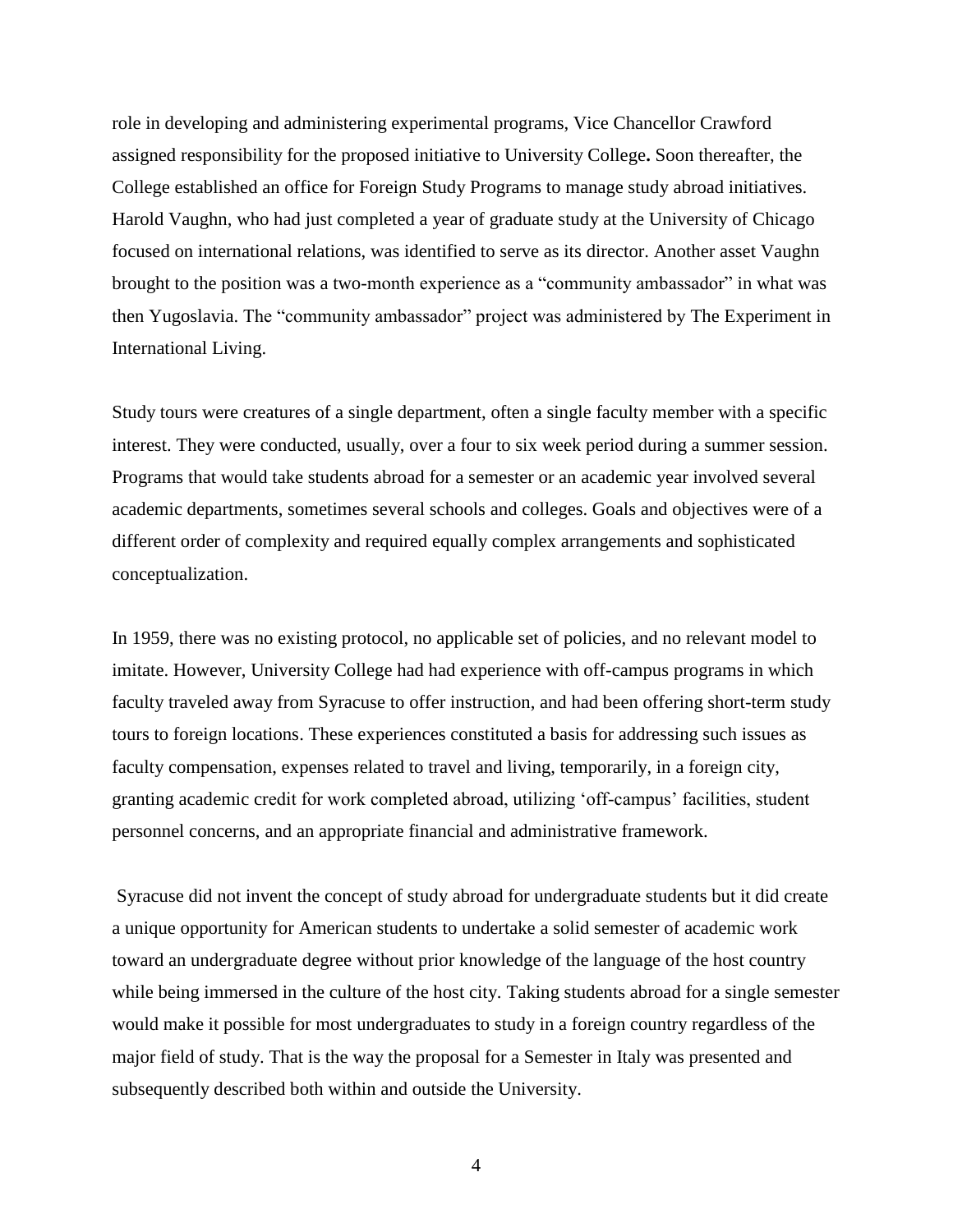role in developing and administering experimental programs, Vice Chancellor Crawford assigned responsibility for the proposed initiative to University College**.** Soon thereafter, the College established an office for Foreign Study Programs to manage study abroad initiatives. Harold Vaughn, who had just completed a year of graduate study at the University of Chicago focused on international relations, was identified to serve as its director. Another asset Vaughn brought to the position was a two-month experience as a "community ambassador" in what was then Yugoslavia. The "community ambassador" project was administered by The Experiment in International Living.

Study tours were creatures of a single department, often a single faculty member with a specific interest. They were conducted, usually, over a four to six week period during a summer session. Programs that would take students abroad for a semester or an academic year involved several academic departments, sometimes several schools and colleges. Goals and objectives were of a different order of complexity and required equally complex arrangements and sophisticated conceptualization.

In 1959, there was no existing protocol, no applicable set of policies, and no relevant model to imitate. However, University College had had experience with off-campus programs in which faculty traveled away from Syracuse to offer instruction, and had been offering short-term study tours to foreign locations. These experiences constituted a basis for addressing such issues as faculty compensation, expenses related to travel and living, temporarily, in a foreign city, granting academic credit for work completed abroad, utilizing 'off-campus' facilities, student personnel concerns, and an appropriate financial and administrative framework.

Syracuse did not invent the concept of study abroad for undergraduate students but it did create a unique opportunity for American students to undertake a solid semester of academic work toward an undergraduate degree without prior knowledge of the language of the host country while being immersed in the culture of the host city. Taking students abroad for a single semester would make it possible for most undergraduates to study in a foreign country regardless of the major field of study. That is the way the proposal for a Semester in Italy was presented and subsequently described both within and outside the University.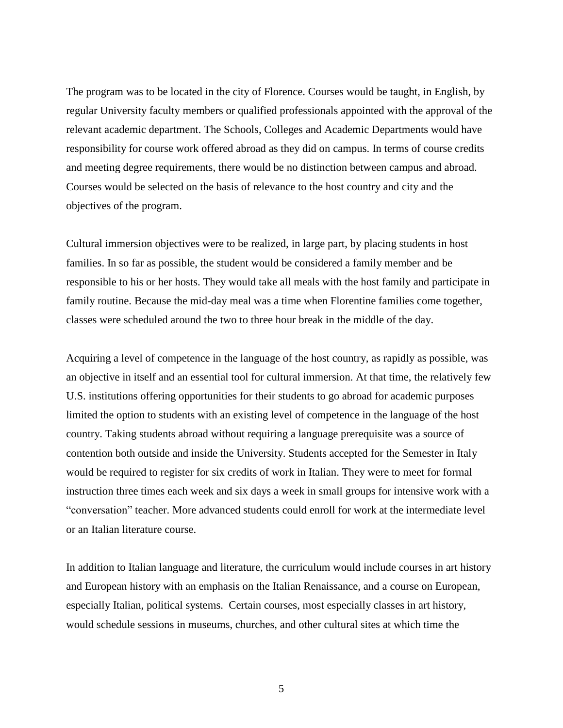The program was to be located in the city of Florence. Courses would be taught, in English, by regular University faculty members or qualified professionals appointed with the approval of the relevant academic department. The Schools, Colleges and Academic Departments would have responsibility for course work offered abroad as they did on campus. In terms of course credits and meeting degree requirements, there would be no distinction between campus and abroad. Courses would be selected on the basis of relevance to the host country and city and the objectives of the program.

Cultural immersion objectives were to be realized, in large part, by placing students in host families. In so far as possible, the student would be considered a family member and be responsible to his or her hosts. They would take all meals with the host family and participate in family routine. Because the mid-day meal was a time when Florentine families come together, classes were scheduled around the two to three hour break in the middle of the day.

Acquiring a level of competence in the language of the host country, as rapidly as possible, was an objective in itself and an essential tool for cultural immersion. At that time, the relatively few U.S. institutions offering opportunities for their students to go abroad for academic purposes limited the option to students with an existing level of competence in the language of the host country. Taking students abroad without requiring a language prerequisite was a source of contention both outside and inside the University. Students accepted for the Semester in Italy would be required to register for six credits of work in Italian. They were to meet for formal instruction three times each week and six days a week in small groups for intensive work with a "conversation" teacher. More advanced students could enroll for work at the intermediate level or an Italian literature course.

In addition to Italian language and literature, the curriculum would include courses in art history and European history with an emphasis on the Italian Renaissance, and a course on European, especially Italian, political systems. Certain courses, most especially classes in art history, would schedule sessions in museums, churches, and other cultural sites at which time the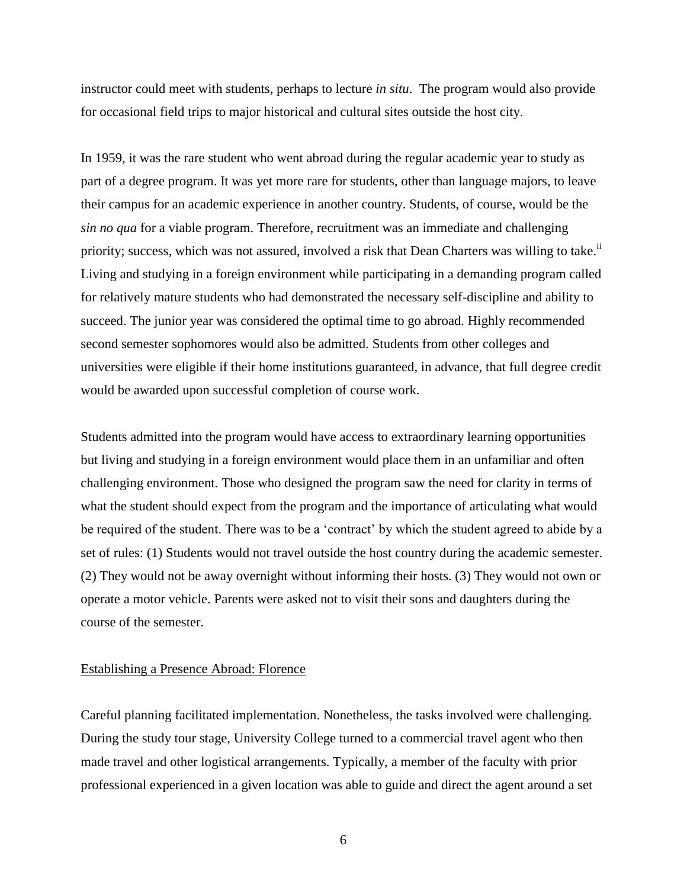instructor could meet with students, perhaps to lecture *in situ*. The program would also provide for occasional field trips to major historical and cultural sites outside the host city.

In 1959, it was the rare student who went abroad during the regular academic year to study as part of a degree program. It was yet more rare for students, other than language majors, to leave their campus for an academic experience in another country. Students, of course, would be the *sin no qua* for a viable program. Therefore, recruitment was an immediate and challenging priority; success, which was not assured, involved a risk that Dean Charters was willing to take.[ii] Living and studying in a foreign environment while participating in a demanding program called for relatively mature students who had demonstrated the necessary self-discipline and ability to succeed. The junior year was considered the optimal time to go abroad. Highly recommended second semester sophomores would also be admitted. Students from other colleges and universities were eligible if their home institutions guaranteed, in advance, that full degree credit would be awarded upon successful completion of course work.

Students admitted into the program would have access to extraordinary learning opportunities but living and studying in a foreign environment would place them in an unfamiliar and often challenging environment. Those who designed the program saw the need for clarity in terms of what the student should expect from the program and the importance of articulating what would be required of the student. There was to be a 'contract' by which the student agreed to abide by a set of rules: (1) Students would not travel outside the host country during the academic semester. (2) They would not be away overnight without informing their hosts. (3) They would not own or operate a motor vehicle. Parents were asked not to visit their sons and daughters during the course of the semester.

<u>Establishing a Presence Abroad: Florence</u>

Careful planning facilitated implementation. Nonetheless, the tasks involved were challenging. During the study tour stage, University College turned to a commercial travel agent who then made travel and other logistical arrangements. Typically, a member of the faculty with prior professional experienced in a given location was able to guide and direct the agent around a set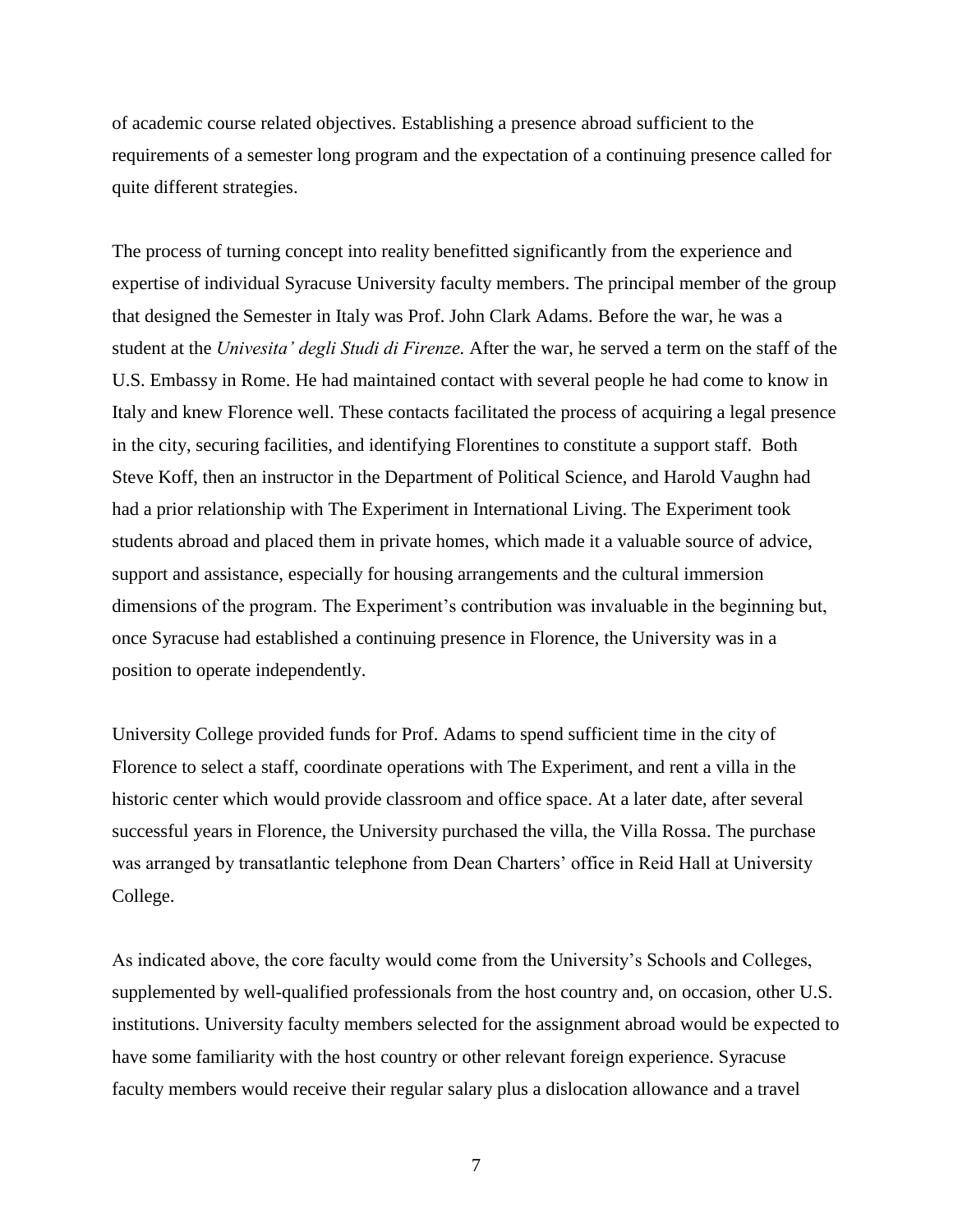of academic course related objectives. Establishing a presence abroad sufficient to the requirements of a semester long program and the expectation of a continuing presence called for quite different strategies.

The process of turning concept into reality benefitted significantly from the experience and expertise of individual Syracuse University faculty members. The principal member of the group that designed the Semester in Italy was Prof. John Clark Adams. Before the war, he was a student at the *Univesita' degli Studi di Firenze.* After the war, he served a term on the staff of the U.S. Embassy in Rome. He had maintained contact with several people he had come to know in Italy and knew Florence well. These contacts facilitated the process of acquiring a legal presence in the city, securing facilities, and identifying Florentines to constitute a support staff. Both Steve Koff, then an instructor in the Department of Political Science, and Harold Vaughn had had a prior relationship with The Experiment in International Living. The Experiment took students abroad and placed them in private homes, which made it a valuable source of advice, support and assistance, especially for housing arrangements and the cultural immersion dimensions of the program. The Experiment's contribution was invaluable in the beginning but, once Syracuse had established a continuing presence in Florence, the University was in a position to operate independently.

University College provided funds for Prof. Adams to spend sufficient time in the city of Florence to select a staff, coordinate operations with The Experiment, and rent a villa in the historic center which would provide classroom and office space. At a later date, after several successful years in Florence, the University purchased the villa, the Villa Rossa. The purchase was arranged by transatlantic telephone from Dean Charters' office in Reid Hall at University College.

As indicated above, the core faculty would come from the University's Schools and Colleges, supplemented by well-qualified professionals from the host country and, on occasion, other U.S. institutions. University faculty members selected for the assignment abroad would be expected to have some familiarity with the host country or other relevant foreign experience. Syracuse faculty members would receive their regular salary plus a dislocation allowance and a travel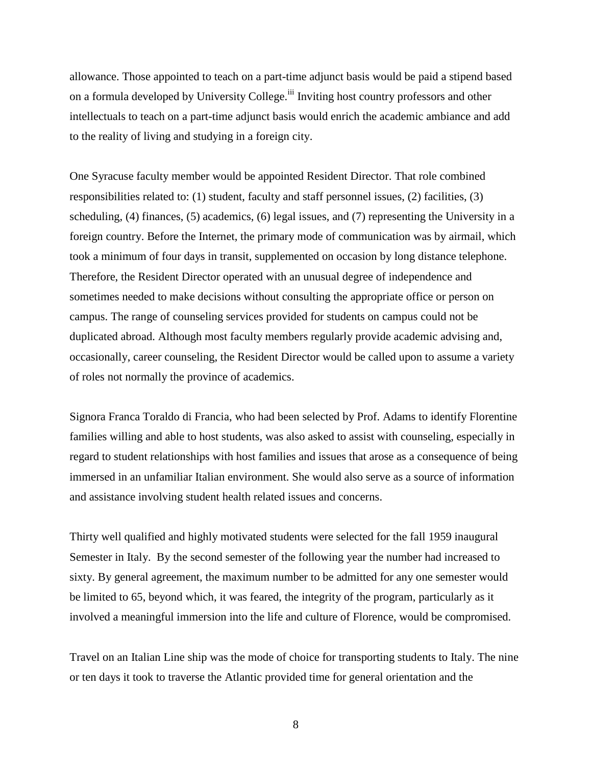allowance. Those appointed to teach on a part-time adjunct basis would be paid a stipend based on a formula developed by University College.[iii] Inviting host country professors and other intellectuals to teach on a part-time adjunct basis would enrich the academic ambiance and add to the reality of living and studying in a foreign city.

One Syracuse faculty member would be appointed Resident Director. That role combined responsibilities related to: (1) student, faculty and staff personnel issues, (2) facilities, (3) scheduling, (4) finances, (5) academics, (6) legal issues, and (7) representing the University in a foreign country. Before the Internet, the primary mode of communication was by airmail, which took a minimum of four days in transit, supplemented on occasion by long distance telephone. Therefore, the Resident Director operated with an unusual degree of independence and sometimes needed to make decisions without consulting the appropriate office or person on campus. The range of counseling services provided for students on campus could not be duplicated abroad. Although most faculty members regularly provide academic advising and, occasionally, career counseling, the Resident Director would be called upon to assume a variety of roles not normally the province of academics.

Signora Franca Toraldo di Francia, who had been selected by Prof. Adams to identify Florentine families willing and able to host students, was also asked to assist with counseling, especially in regard to student relationships with host families and issues that arose as a consequence of being immersed in an unfamiliar Italian environment. She would also serve as a source of information and assistance involving student health related issues and concerns.

Thirty well qualified and highly motivated students were selected for the fall 1959 inaugural Semester in Italy. By the second semester of the following year the number had increased to sixty. By general agreement, the maximum number to be admitted for any one semester would be limited to 65, beyond which, it was feared, the integrity of the program, particularly as it involved a meaningful immersion into the life and culture of Florence, would be compromised.

Travel on an Italian Line ship was the mode of choice for transporting students to Italy. The nine or ten days it took to traverse the Atlantic provided time for general orientation and the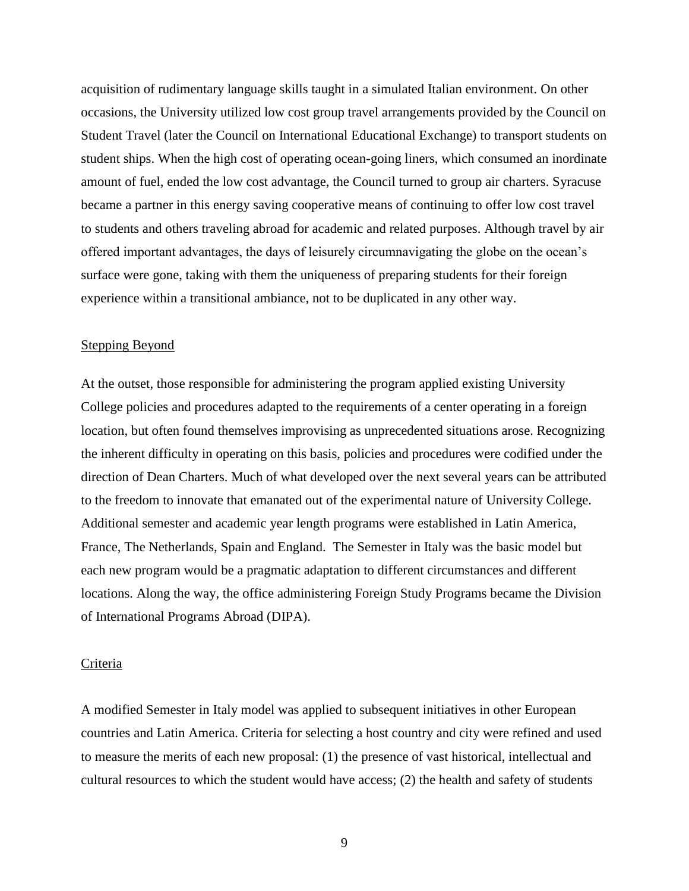acquisition of rudimentary language skills taught in a simulated Italian environment. On other occasions, the University utilized low cost group travel arrangements provided by the Council on Student Travel (later the Council on International Educational Exchange) to transport students on student ships. When the high cost of operating ocean-going liners, which consumed an inordinate amount of fuel, ended the low cost advantage, the Council turned to group air charters. Syracuse became a partner in this energy saving cooperative means of continuing to offer low cost travel to students and others traveling abroad for academic and related purposes. Although travel by air offered important advantages, the days of leisurely circumnavigating the globe on the ocean's surface were gone, taking with them the uniqueness of preparing students for their foreign experience within a transitional ambiance, not to be duplicated in any other way.

## Stepping Beyond

At the outset, those responsible for administering the program applied existing University College policies and procedures adapted to the requirements of a center operating in a foreign location, but often found themselves improvising as unprecedented situations arose. Recognizing the inherent difficulty in operating on this basis, policies and procedures were codified under the direction of Dean Charters. Much of what developed over the next several years can be attributed to the freedom to innovate that emanated out of the experimental nature of University College. Additional semester and academic year length programs were established in Latin America, France, The Netherlands, Spain and England. The Semester in Italy was the basic model but each new program would be a pragmatic adaptation to different circumstances and different locations. Along the way, the office administering Foreign Study Programs became the Division of International Programs Abroad (DIPA).

## Criteria

A modified Semester in Italy model was applied to subsequent initiatives in other European countries and Latin America. Criteria for selecting a host country and city were refined and used to measure the merits of each new proposal: (1) the presence of vast historical, intellectual and cultural resources to which the student would have access; (2) the health and safety of students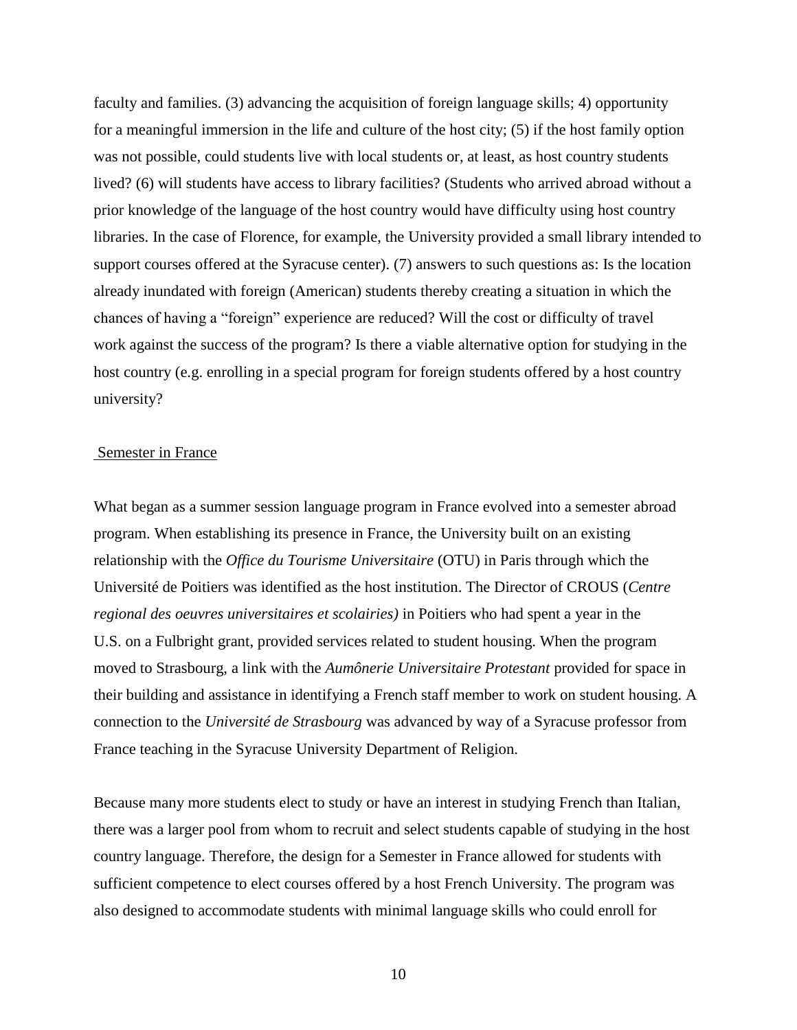faculty and families. (3) advancing the acquisition of foreign language skills; 4) opportunity for a meaningful immersion in the life and culture of the host city; (5) if the host family option was not possible, could students live with local students or, at least, as host country students lived? (6) will students have access to library facilities? (Students who arrived abroad without a prior knowledge of the language of the host country would have difficulty using host country libraries. In the case of Florence, for example, the University provided a small library intended to support courses offered at the Syracuse center). (7) answers to such questions as: Is the location already inundated with foreign (American) students thereby creating a situation in which the chances of having a "foreign" experience are reduced? Will the cost or difficulty of travel work against the success of the program? Is there a viable alternative option for studying in the host country (e.g. enrolling in a special program for foreign students offered by a host country university?

## Semester in France

What began as a summer session language program in France evolved into a semester abroad program. When establishing its presence in France, the University built on an existing relationship with the *Office du Tourisme Universitaire* (OTU) in Paris through which the Université de Poitiers was identified as the host institution. The Director of CROUS (*Centre regional des oeuvres universitaires et scolairies)* in Poitiers who had spent a year in the U.S. on a Fulbright grant, provided services related to student housing. When the program moved to Strasbourg, a link with the *Aumônerie Universitaire Protestant* provided for space in their building and assistance in identifying a French staff member to work on student housing. A connection to the *Université de Strasbourg* was advanced by way of a Syracuse professor from France teaching in the Syracuse University Department of Religion.

Because many more students elect to study or have an interest in studying French than Italian, there was a larger pool from whom to recruit and select students capable of studying in the host country language. Therefore, the design for a Semester in France allowed for students with sufficient competence to elect courses offered by a host French University. The program was also designed to accommodate students with minimal language skills who could enroll for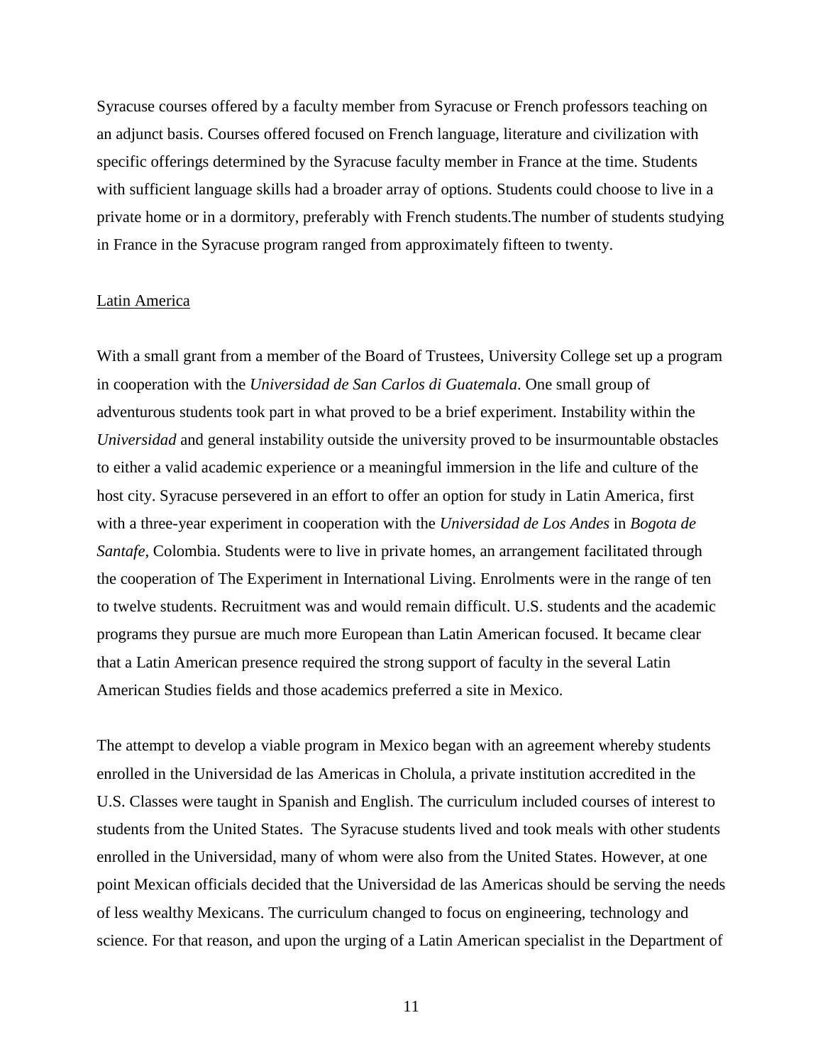Syracuse courses offered by a faculty member from Syracuse or French professors teaching on an adjunct basis. Courses offered focused on French language, literature and civilization with specific offerings determined by the Syracuse faculty member in France at the time. Students with sufficient language skills had a broader array of options. Students could choose to live in a private home or in a dormitory, preferably with French students.The number of students studying in France in the Syracuse program ranged from approximately fifteen to twenty.

<u>Latin America</u>

With a small grant from a member of the Board of Trustees, University College set up a program in cooperation with the *Universidad de San Carlos di Guatemala*. One small group of adventurous students took part in what proved to be a brief experiment. Instability within the *Universidad* and general instability outside the university proved to be insurmountable obstacles to either a valid academic experience or a meaningful immersion in the life and culture of the host city. Syracuse persevered in an effort to offer an option for study in Latin America, first with a three-year experiment in cooperation with the *Universidad de Los Andes* in *Bogota de Santafe*, Colombia. Students were to live in private homes, an arrangement facilitated through the cooperation of The Experiment in International Living. Enrolments were in the range of ten to twelve students. Recruitment was and would remain difficult. U.S. students and the academic programs they pursue are much more European than Latin American focused. It became clear that a Latin American presence required the strong support of faculty in the several Latin American Studies fields and those academics preferred a site in Mexico.

The attempt to develop a viable program in Mexico began with an agreement whereby students enrolled in the Universidad de las Americas in Cholula, a private institution accredited in the U.S. Classes were taught in Spanish and English. The curriculum included courses of interest to students from the United States. The Syracuse students lived and took meals with other students enrolled in the Universidad, many of whom were also from the United States. However, at one point Mexican officials decided that the Universidad de las Americas should be serving the needs of less wealthy Mexicans. The curriculum changed to focus on engineering, technology and science. For that reason, and upon the urging of a Latin American specialist in the Department of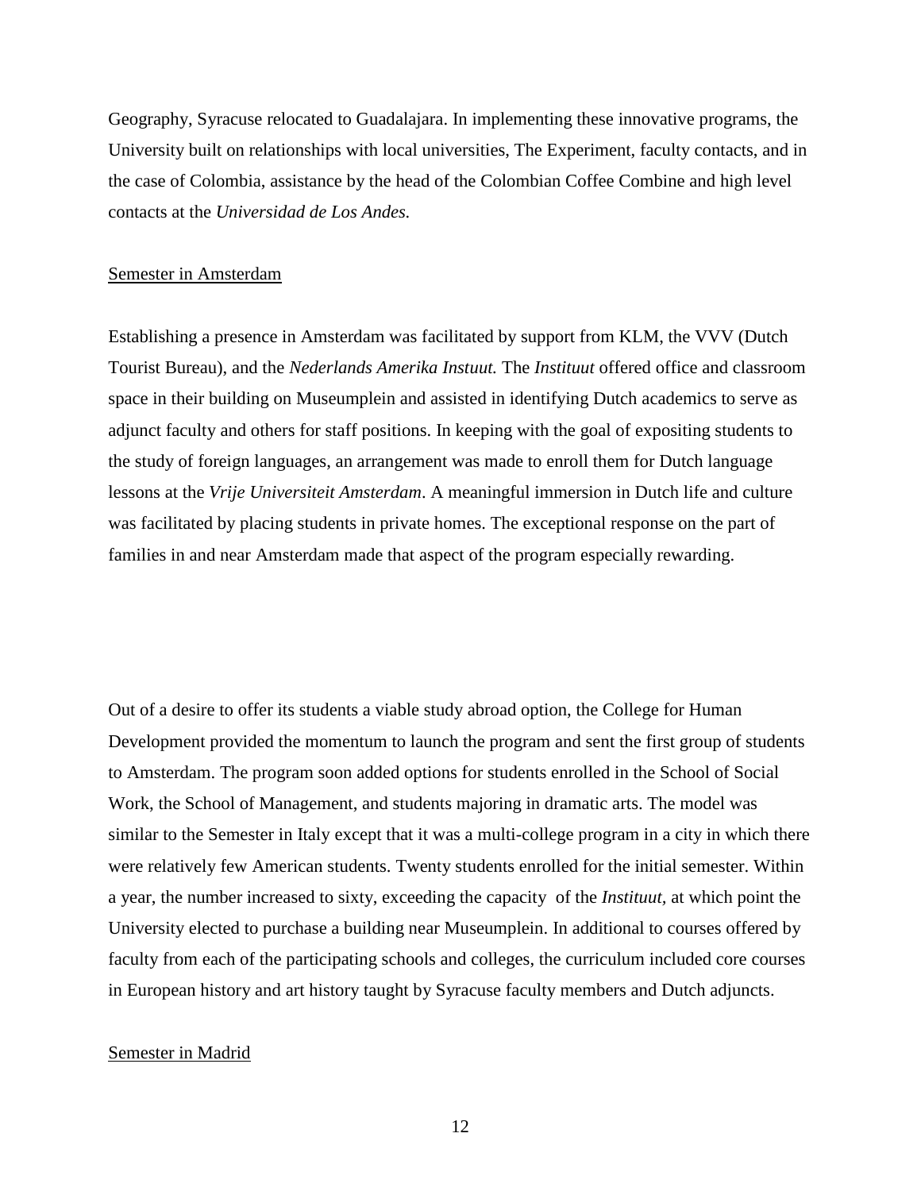Geography, Syracuse relocated to Guadalajara. In implementing these innovative programs, the University built on relationships with local universities, The Experiment, faculty contacts, and in the case of Colombia, assistance by the head of the Colombian Coffee Combine and high level contacts at the *Universidad de Los Andes.*

<u>Semester in Amsterdam</u>

Establishing a presence in Amsterdam was facilitated by support from KLM, the VVV (Dutch Tourist Bureau), and the *Nederlands Amerika Instuut.* The *Instituut* offered office and classroom space in their building on Museumplein and assisted in identifying Dutch academics to serve as adjunct faculty and others for staff positions. In keeping with the goal of expositing students to the study of foreign languages, an arrangement was made to enroll them for Dutch language lessons at the *Vrije Universiteit Amsterdam*. A meaningful immersion in Dutch life and culture was facilitated by placing students in private homes. The exceptional response on the part of families in and near Amsterdam made that aspect of the program especially rewarding.

Out of a desire to offer its students a viable study abroad option, the College for Human Development provided the momentum to launch the program and sent the first group of students to Amsterdam. The program soon added options for students enrolled in the School of Social Work, the School of Management, and students majoring in dramatic arts. The model was similar to the Semester in Italy except that it was a multi-college program in a city in which there were relatively few American students. Twenty students enrolled for the initial semester. Within a year, the number increased to sixty, exceeding the capacity of the *Instituut*, at which point the University elected to purchase a building near Museumplein. In additional to courses offered by faculty from each of the participating schools and colleges, the curriculum included core courses in European history and art history taught by Syracuse faculty members and Dutch adjuncts.

<u>Semester in Madrid</u>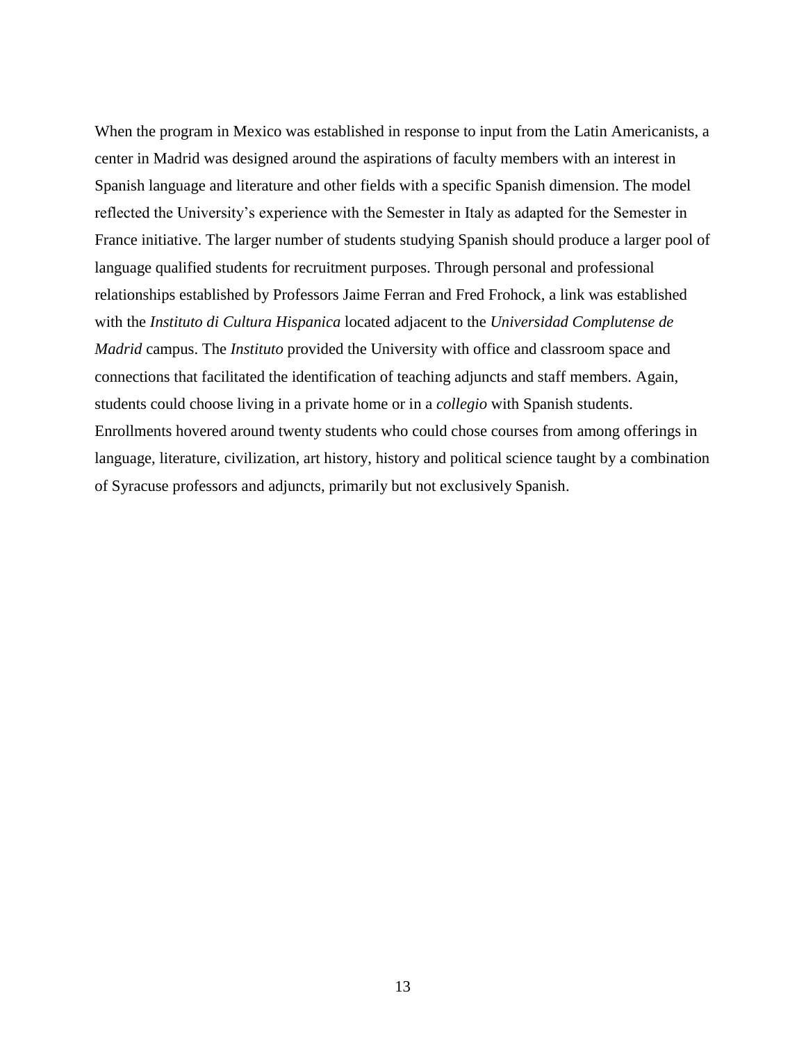When the program in Mexico was established in response to input from the Latin Americanists, a center in Madrid was designed around the aspirations of faculty members with an interest in Spanish language and literature and other fields with a specific Spanish dimension. The model reflected the University's experience with the Semester in Italy as adapted for the Semester in France initiative. The larger number of students studying Spanish should produce a larger pool of language qualified students for recruitment purposes. Through personal and professional relationships established by Professors Jaime Ferran and Fred Frohock, a link was established with the *Instituto di Cultura Hispanica* located adjacent to the *Universidad Complutense de Madrid* campus. The *Instituto* provided the University with office and classroom space and connections that facilitated the identification of teaching adjuncts and staff members. Again, students could choose living in a private home or in a *collegio* with Spanish students. Enrollments hovered around twenty students who could chose courses from among offerings in language, literature, civilization, art history, history and political science taught by a combination of Syracuse professors and adjuncts, primarily but not exclusively Spanish.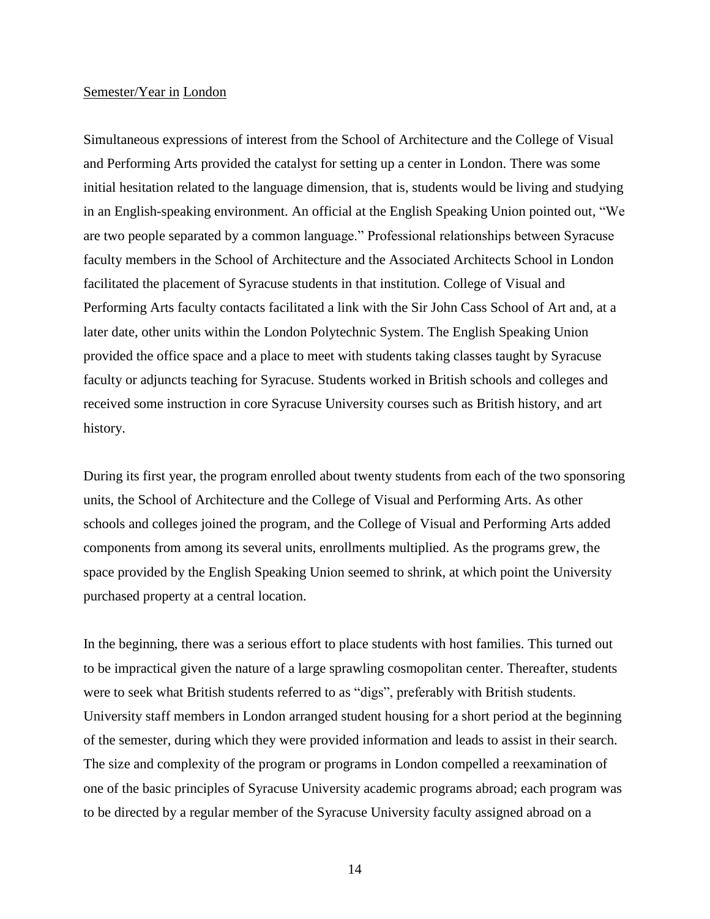Semester/Year in London

Simultaneous expressions of interest from the School of Architecture and the College of Visual and Performing Arts provided the catalyst for setting up a center in London. There was some initial hesitation related to the language dimension, that is, students would be living and studying in an English-speaking environment. An official at the English Speaking Union pointed out, "We are two people separated by a common language." Professional relationships between Syracuse faculty members in the School of Architecture and the Associated Architects School in London facilitated the placement of Syracuse students in that institution. College of Visual and Performing Arts faculty contacts facilitated a link with the Sir John Cass School of Art and, at a later date, other units within the London Polytechnic System. The English Speaking Union provided the office space and a place to meet with students taking classes taught by Syracuse faculty or adjuncts teaching for Syracuse. Students worked in British schools and colleges and received some instruction in core Syracuse University courses such as British history, and art history.

During its first year, the program enrolled about twenty students from each of the two sponsoring units, the School of Architecture and the College of Visual and Performing Arts. As other schools and colleges joined the program, and the College of Visual and Performing Arts added components from among its several units, enrollments multiplied. As the programs grew, the space provided by the English Speaking Union seemed to shrink, at which point the University purchased property at a central location.

In the beginning, there was a serious effort to place students with host families. This turned out to be impractical given the nature of a large sprawling cosmopolitan center. Thereafter, students were to seek what British students referred to as "digs", preferably with British students. University staff members in London arranged student housing for a short period at the beginning of the semester, during which they were provided information and leads to assist in their search. The size and complexity of the program or programs in London compelled a reexamination of one of the basic principles of Syracuse University academic programs abroad; each program was to be directed by a regular member of the Syracuse University faculty assigned abroad on a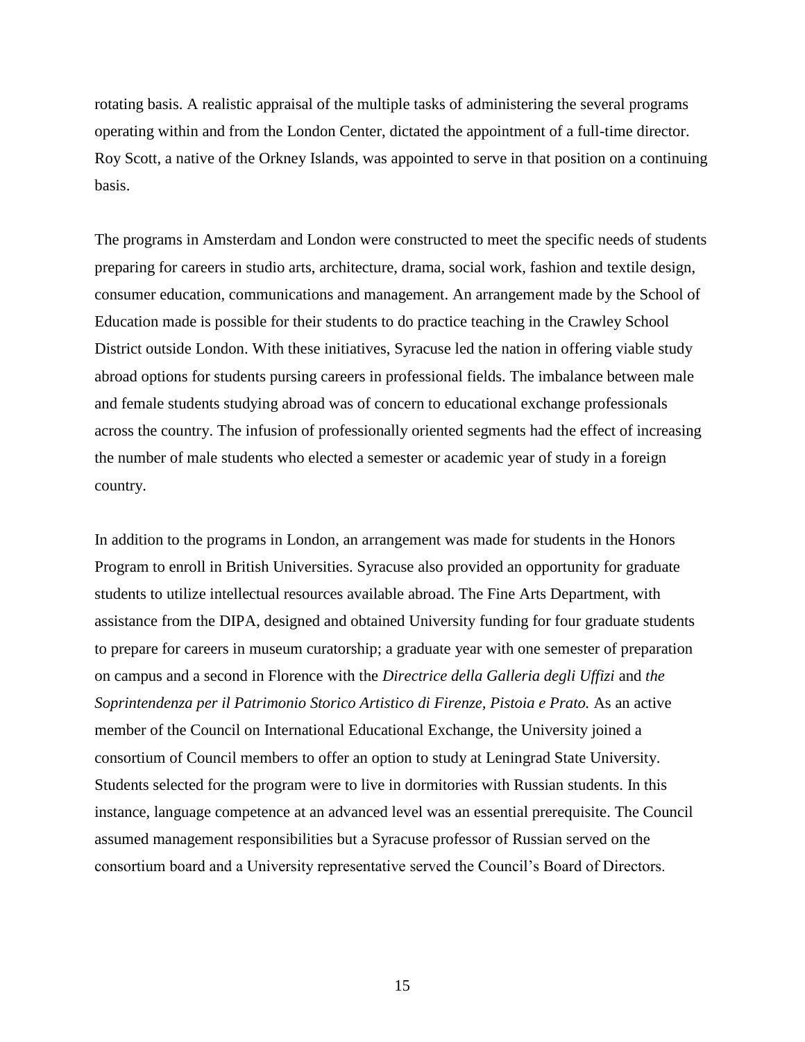rotating basis. A realistic appraisal of the multiple tasks of administering the several programs operating within and from the London Center, dictated the appointment of a full-time director. Roy Scott, a native of the Orkney Islands, was appointed to serve in that position on a continuing basis.

The programs in Amsterdam and London were constructed to meet the specific needs of students preparing for careers in studio arts, architecture, drama, social work, fashion and textile design, consumer education, communications and management. An arrangement made by the School of Education made is possible for their students to do practice teaching in the Crawley School District outside London. With these initiatives, Syracuse led the nation in offering viable study abroad options for students pursing careers in professional fields. The imbalance between male and female students studying abroad was of concern to educational exchange professionals across the country. The infusion of professionally oriented segments had the effect of increasing the number of male students who elected a semester or academic year of study in a foreign country.

In addition to the programs in London, an arrangement was made for students in the Honors Program to enroll in British Universities. Syracuse also provided an opportunity for graduate students to utilize intellectual resources available abroad. The Fine Arts Department, with assistance from the DIPA, designed and obtained University funding for four graduate students to prepare for careers in museum curatorship; a graduate year with one semester of preparation on campus and a second in Florence with the *Directrice della Galleria degli Uffizi* and *the Soprintendenza per il Patrimonio Storico Artistico di Firenze, Pistoia e Prato.* As an active member of the Council on International Educational Exchange, the University joined a consortium of Council members to offer an option to study at Leningrad State University. Students selected for the program were to live in dormitories with Russian students. In this instance, language competence at an advanced level was an essential prerequisite. The Council assumed management responsibilities but a Syracuse professor of Russian served on the consortium board and a University representative served the Council's Board of Directors.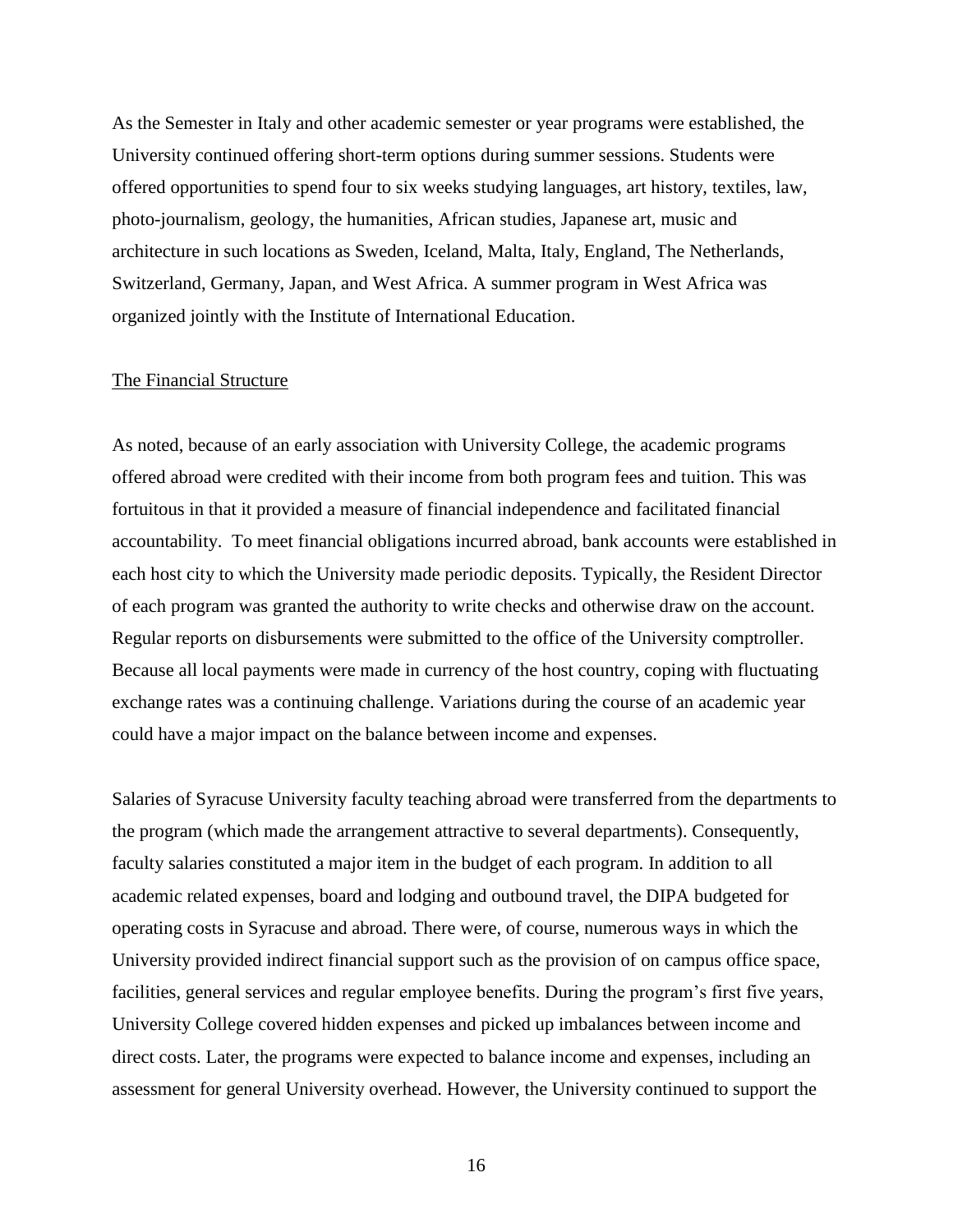As the Semester in Italy and other academic semester or year programs were established, the University continued offering short-term options during summer sessions. Students were offered opportunities to spend four to six weeks studying languages, art history, textiles, law, photo-journalism, geology, the humanities, African studies, Japanese art, music and architecture in such locations as Sweden, Iceland, Malta, Italy, England, The Netherlands, Switzerland, Germany, Japan, and West Africa. A summer program in West Africa was organized jointly with the Institute of International Education.

## The Financial Structure

As noted, because of an early association with University College, the academic programs offered abroad were credited with their income from both program fees and tuition. This was fortuitous in that it provided a measure of financial independence and facilitated financial accountability. To meet financial obligations incurred abroad, bank accounts were established in each host city to which the University made periodic deposits. Typically, the Resident Director of each program was granted the authority to write checks and otherwise draw on the account. Regular reports on disbursements were submitted to the office of the University comptroller. Because all local payments were made in currency of the host country, coping with fluctuating exchange rates was a continuing challenge. Variations during the course of an academic year could have a major impact on the balance between income and expenses.

Salaries of Syracuse University faculty teaching abroad were transferred from the departments to the program (which made the arrangement attractive to several departments). Consequently, faculty salaries constituted a major item in the budget of each program. In addition to all academic related expenses, board and lodging and outbound travel, the DIPA budgeted for operating costs in Syracuse and abroad. There were, of course, numerous ways in which the University provided indirect financial support such as the provision of on campus office space, facilities, general services and regular employee benefits. During the program's first five years, University College covered hidden expenses and picked up imbalances between income and direct costs. Later, the programs were expected to balance income and expenses, including an assessment for general University overhead. However, the University continued to support the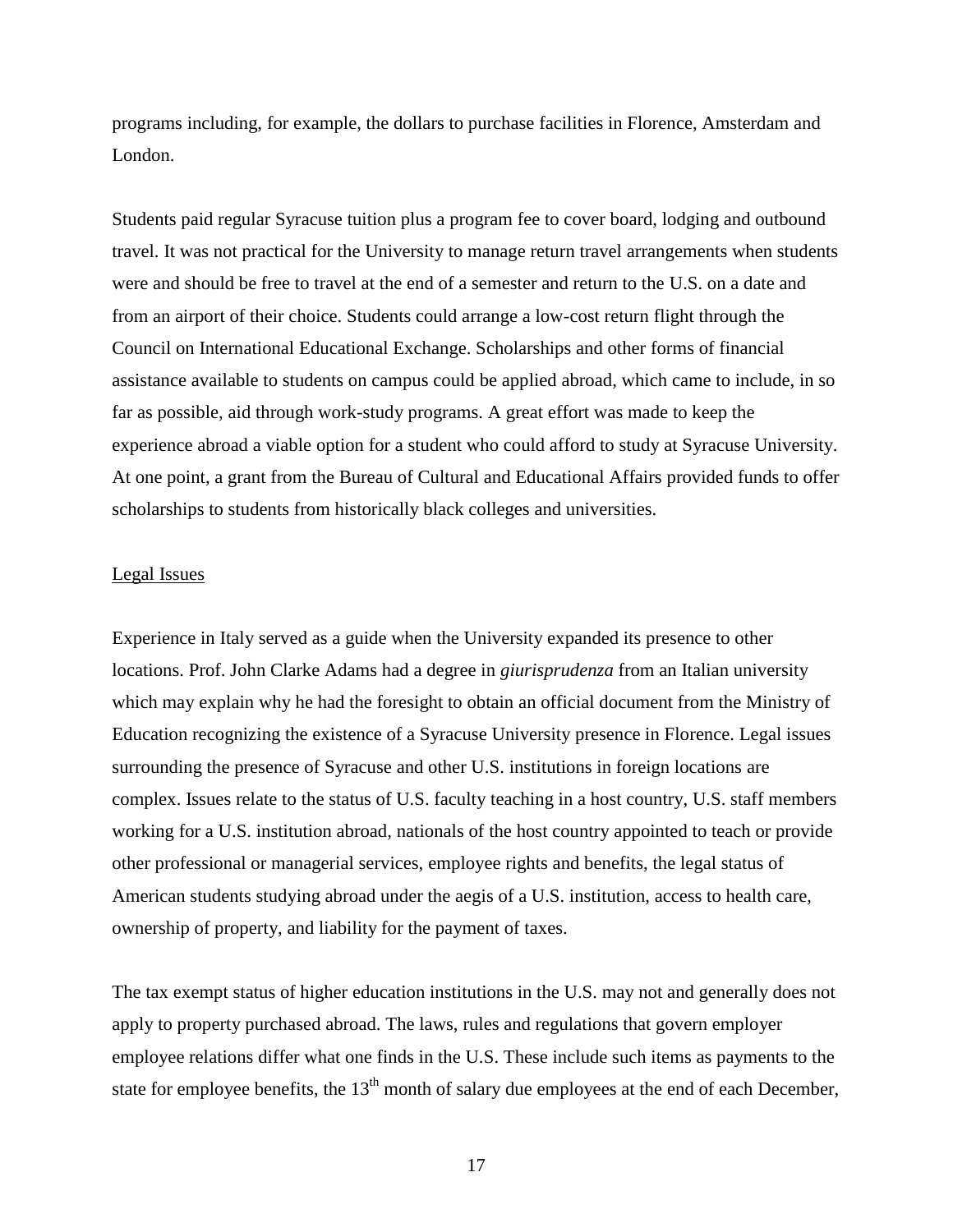programs including, for example, the dollars to purchase facilities in Florence, Amsterdam and London.

Students paid regular Syracuse tuition plus a program fee to cover board, lodging and outbound travel. It was not practical for the University to manage return travel arrangements when students were and should be free to travel at the end of a semester and return to the U.S. on a date and from an airport of their choice. Students could arrange a low-cost return flight through the Council on International Educational Exchange. Scholarships and other forms of financial assistance available to students on campus could be applied abroad, which came to include, in so far as possible, aid through work-study programs. A great effort was made to keep the experience abroad a viable option for a student who could afford to study at Syracuse University. At one point, a grant from the Bureau of Cultural and Educational Affairs provided funds to offer scholarships to students from historically black colleges and universities.

## Legal Issues

Experience in Italy served as a guide when the University expanded its presence to other locations. Prof. John Clarke Adams had a degree in *giurisprudenza* from an Italian university which may explain why he had the foresight to obtain an official document from the Ministry of Education recognizing the existence of a Syracuse University presence in Florence. Legal issues surrounding the presence of Syracuse and other U.S. institutions in foreign locations are complex. Issues relate to the status of U.S. faculty teaching in a host country, U.S. staff members working for a U.S. institution abroad, nationals of the host country appointed to teach or provide other professional or managerial services, employee rights and benefits, the legal status of American students studying abroad under the aegis of a U.S. institution, access to health care, ownership of property, and liability for the payment of taxes.

The tax exempt status of higher education institutions in the U.S. may not and generally does not apply to property purchased abroad. The laws, rules and regulations that govern employer employee relations differ what one finds in the U.S. These include such items as payments to the state for employee benefits, the 13th month of salary due employees at the end of each December,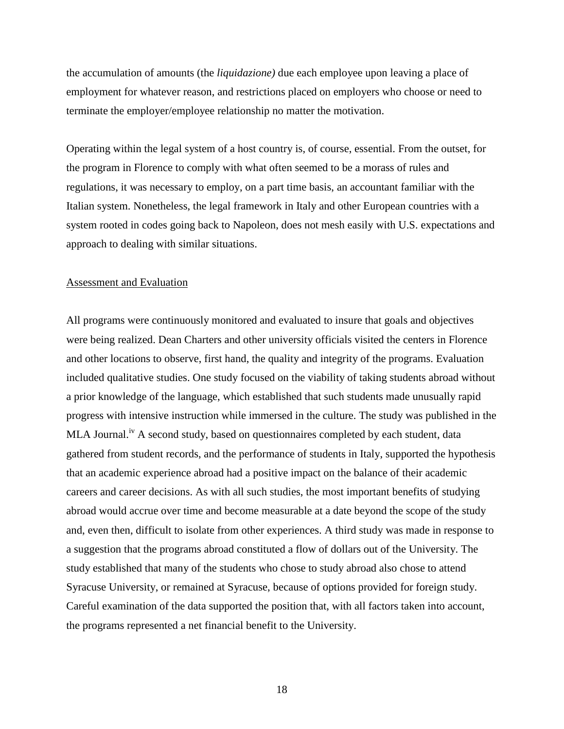the accumulation of amounts (the *liquidazione)* due each employee upon leaving a place of employment for whatever reason, and restrictions placed on employers who choose or need to terminate the employer/employee relationship no matter the motivation.

Operating within the legal system of a host country is, of course, essential. From the outset, for the program in Florence to comply with what often seemed to be a morass of rules and regulations, it was necessary to employ, on a part time basis, an accountant familiar with the Italian system. Nonetheless, the legal framework in Italy and other European countries with a system rooted in codes going back to Napoleon, does not mesh easily with U.S. expectations and approach to dealing with similar situations.

## Assessment and Evaluation

All programs were continuously monitored and evaluated to insure that goals and objectives were being realized. Dean Charters and other university officials visited the centers in Florence and other locations to observe, first hand, the quality and integrity of the programs. Evaluation included qualitative studies. One study focused on the viability of taking students abroad without a prior knowledge of the language, which established that such students made unusually rapid progress with intensive instruction while immersed in the culture. The study was published in the MLA Journal.[iv] A second study, based on questionnaires completed by each student, data gathered from student records, and the performance of students in Italy, supported the hypothesis that an academic experience abroad had a positive impact on the balance of their academic careers and career decisions. As with all such studies, the most important benefits of studying abroad would accrue over time and become measurable at a date beyond the scope of the study and, even then, difficult to isolate from other experiences. A third study was made in response to a suggestion that the programs abroad constituted a flow of dollars out of the University. The study established that many of the students who chose to study abroad also chose to attend Syracuse University, or remained at Syracuse, because of options provided for foreign study. Careful examination of the data supported the position that, with all factors taken into account, the programs represented a net financial benefit to the University.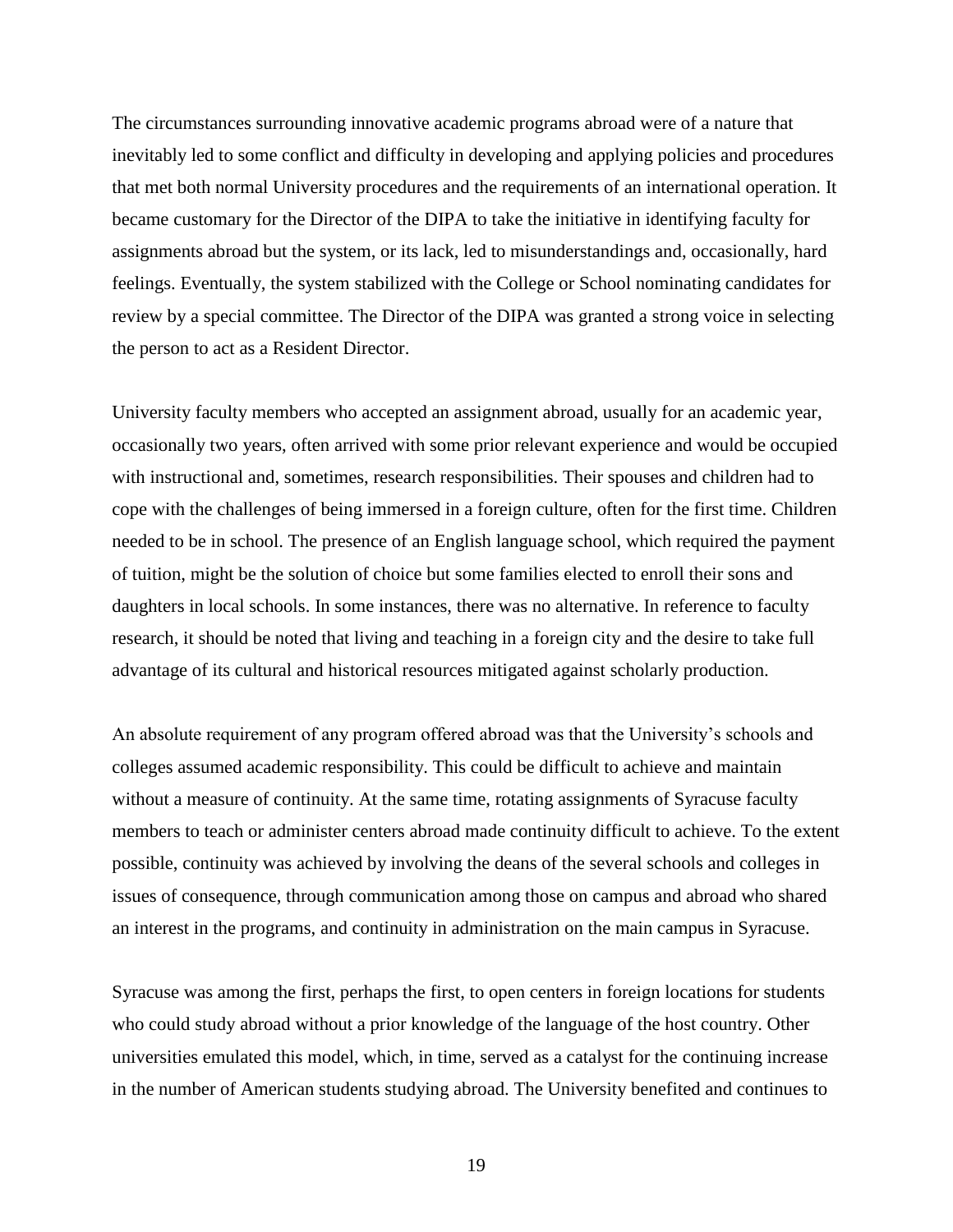The circumstances surrounding innovative academic programs abroad were of a nature that inevitably led to some conflict and difficulty in developing and applying policies and procedures that met both normal University procedures and the requirements of an international operation. It became customary for the Director of the DIPA to take the initiative in identifying faculty for assignments abroad but the system, or its lack, led to misunderstandings and, occasionally, hard feelings. Eventually, the system stabilized with the College or School nominating candidates for review by a special committee. The Director of the DIPA was granted a strong voice in selecting the person to act as a Resident Director.

University faculty members who accepted an assignment abroad, usually for an academic year, occasionally two years, often arrived with some prior relevant experience and would be occupied with instructional and, sometimes, research responsibilities. Their spouses and children had to cope with the challenges of being immersed in a foreign culture, often for the first time. Children needed to be in school. The presence of an English language school, which required the payment of tuition, might be the solution of choice but some families elected to enroll their sons and daughters in local schools. In some instances, there was no alternative. In reference to faculty research, it should be noted that living and teaching in a foreign city and the desire to take full advantage of its cultural and historical resources mitigated against scholarly production.

An absolute requirement of any program offered abroad was that the University's schools and colleges assumed academic responsibility. This could be difficult to achieve and maintain without a measure of continuity. At the same time, rotating assignments of Syracuse faculty members to teach or administer centers abroad made continuity difficult to achieve. To the extent possible, continuity was achieved by involving the deans of the several schools and colleges in issues of consequence, through communication among those on campus and abroad who shared an interest in the programs, and continuity in administration on the main campus in Syracuse.

Syracuse was among the first, perhaps the first, to open centers in foreign locations for students who could study abroad without a prior knowledge of the language of the host country. Other universities emulated this model, which, in time, served as a catalyst for the continuing increase in the number of American students studying abroad. The University benefited and continues to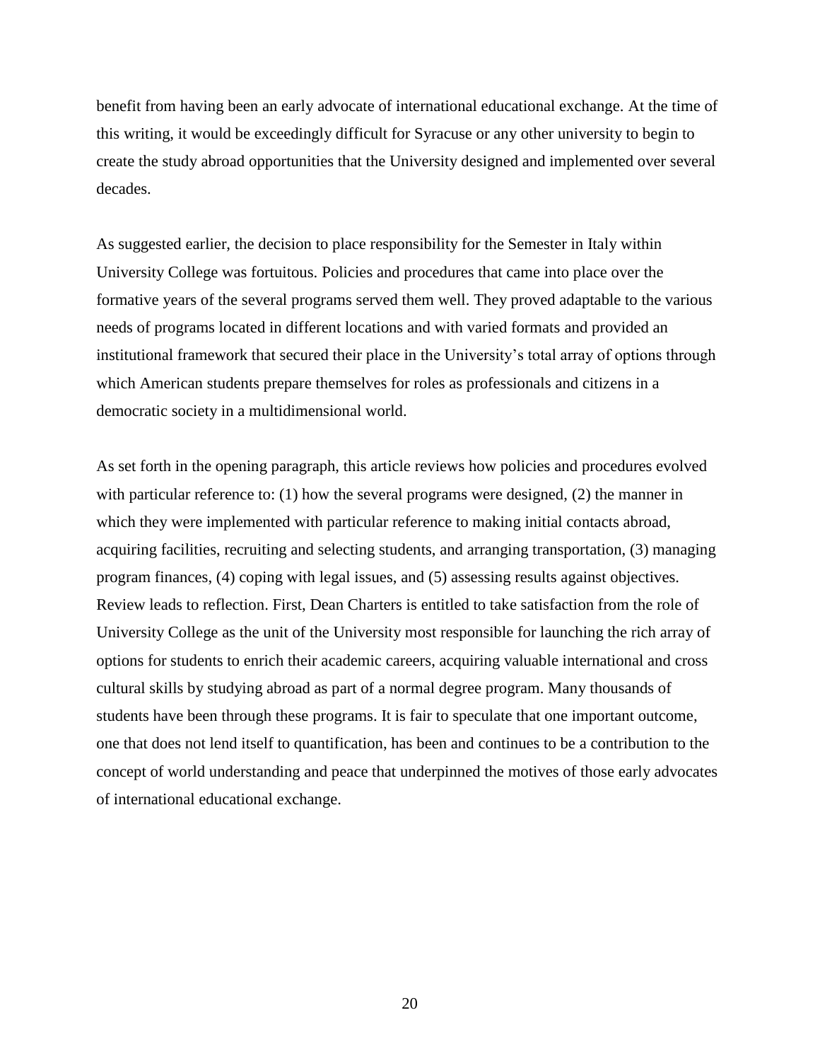benefit from having been an early advocate of international educational exchange. At the time of this writing, it would be exceedingly difficult for Syracuse or any other university to begin to create the study abroad opportunities that the University designed and implemented over several decades.

As suggested earlier, the decision to place responsibility for the Semester in Italy within University College was fortuitous. Policies and procedures that came into place over the formative years of the several programs served them well. They proved adaptable to the various needs of programs located in different locations and with varied formats and provided an institutional framework that secured their place in the University's total array of options through which American students prepare themselves for roles as professionals and citizens in a democratic society in a multidimensional world.

As set forth in the opening paragraph, this article reviews how policies and procedures evolved with particular reference to: (1) how the several programs were designed, (2) the manner in which they were implemented with particular reference to making initial contacts abroad, acquiring facilities, recruiting and selecting students, and arranging transportation, (3) managing program finances, (4) coping with legal issues, and (5) assessing results against objectives. Review leads to reflection. First, Dean Charters is entitled to take satisfaction from the role of University College as the unit of the University most responsible for launching the rich array of options for students to enrich their academic careers, acquiring valuable international and cross cultural skills by studying abroad as part of a normal degree program. Many thousands of students have been through these programs. It is fair to speculate that one important outcome, one that does not lend itself to quantification, has been and continues to be a contribution to the concept of world understanding and peace that underpinned the motives of those early advocates of international educational exchange.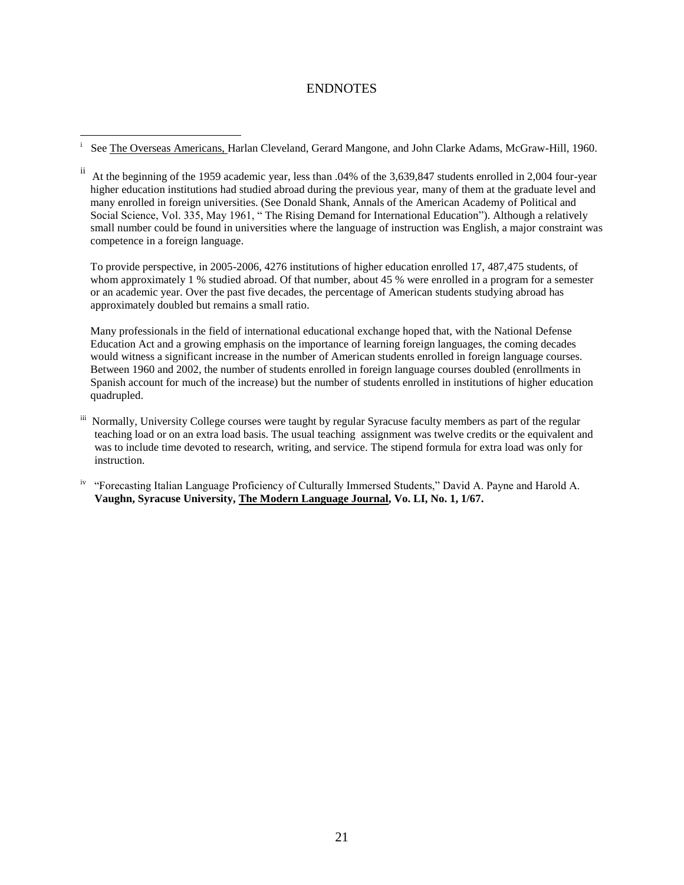# ENDNOTES

[i] See The Overseas Americans, Harlan Cleveland, Gerard Mangone, and John Clarke Adams, McGraw-Hill, 1960.

[ii] At the beginning of the 1959 academic year, less than .04% of the 3,639,847 students enrolled in 2,004 four-year higher education institutions had studied abroad during the previous year, many of them at the graduate level and many enrolled in foreign universities. (See Donald Shank, Annals of the American Academy of Political and Social Science, Vol. 335, May 1961, " The Rising Demand for International Education"). Although a relatively small number could be found in universities where the language of instruction was English, a major constraint was competence in a foreign language.

To provide perspective, in 2005-2006, 4276 institutions of higher education enrolled 17, 487,475 students, of whom approximately 1 % studied abroad. Of that number, about 45 % were enrolled in a program for a semester or an academic year. Over the past five decades, the percentage of American students studying abroad has approximately doubled but remains a small ratio.

Many professionals in the field of international educational exchange hoped that, with the National Defense Education Act and a growing emphasis on the importance of learning foreign languages, the coming decades would witness a significant increase in the number of American students enrolled in foreign language courses. Between 1960 and 2002, the number of students enrolled in foreign language courses doubled (enrollments in Spanish account for much of the increase) but the number of students enrolled in institutions of higher education quadrupled.

[iii] Normally, University College courses were taught by regular Syracuse faculty members as part of the regular teaching load or on an extra load basis. The usual teaching assignment was twelve credits or the equivalent and was to include time devoted to research, writing, and service. The stipend formula for extra load was only for instruction.

[iv] "Forecasting Italian Language Proficiency of Culturally Immersed Students," David A. Payne and Harold A. **Vaughn, Syracuse University, The Modern Language Journal, Vo. LI, No. 1, 1/67.**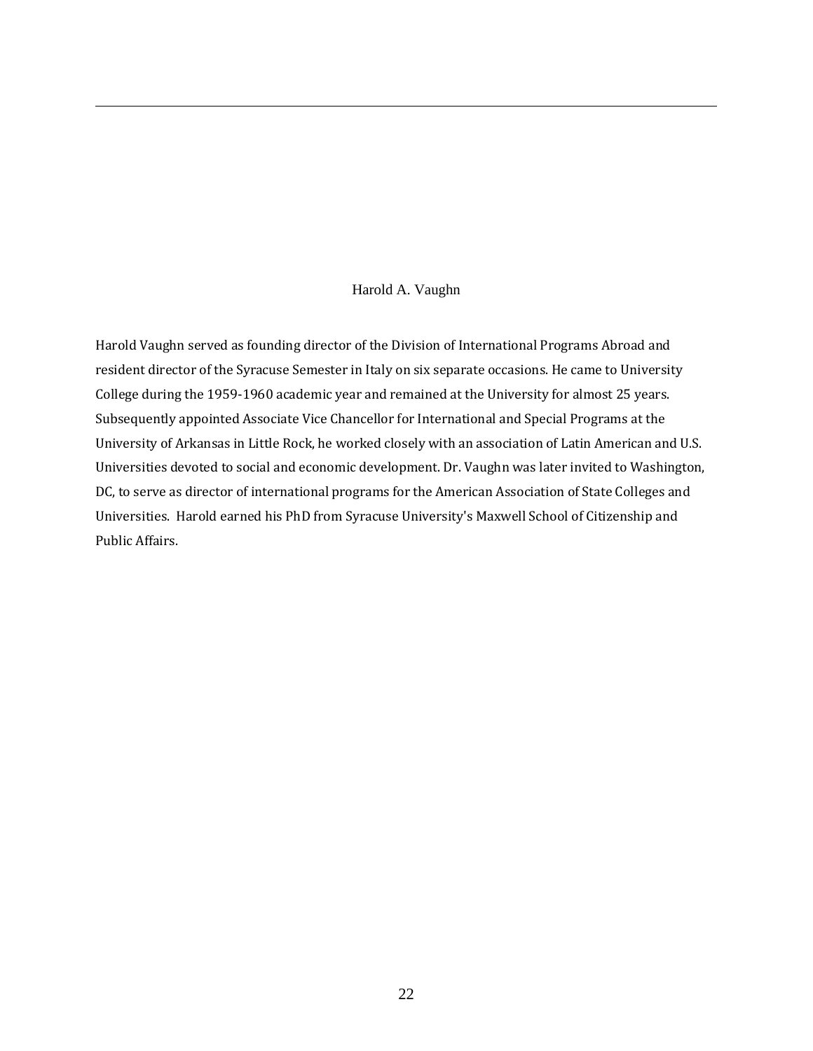## Harold A. Vaughn

Harold Vaughn served as founding director of the Division of International Programs Abroad and resident director of the Syracuse Semester in Italy on six separate occasions. He came to University College during the 1959-1960 academic year and remained at the University for almost 25 years. Subsequently appointed Associate Vice Chancellor for International and Special Programs at the University of Arkansas in Little Rock, he worked closely with an association of Latin American and U.S. Universities devoted to social and economic development. Dr. Vaughn was later invited to Washington, DC, to serve as director of international programs for the American Association of State Colleges and Universities. Harold earned his PhD from Syracuse University's Maxwell School of Citizenship and Public Affairs.